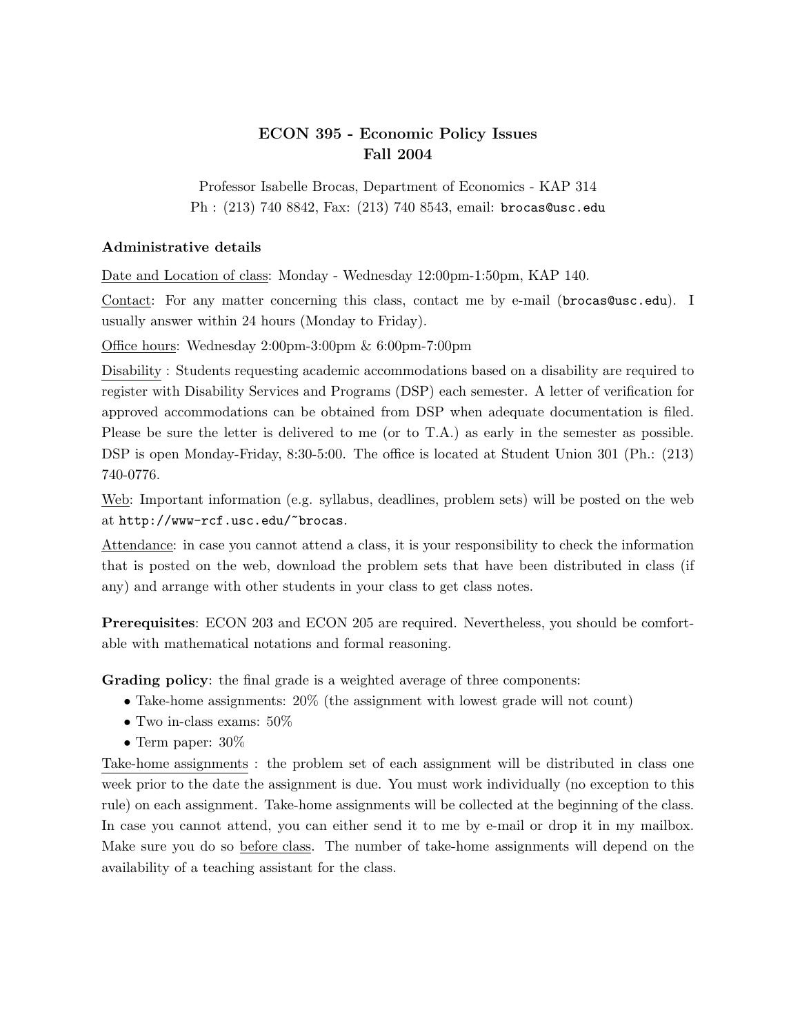# ECON 395 - Economic Policy Issues
## Fall 2004

Professor Isabelle Brocas, Department of Economics - KAP 314
Ph : (213) 740 8842, Fax: (213) 740 8543, email: brocas@usc.edu

### Administrative details

Date and Location of class: Monday - Wednesday 12:00pm-1:50pm, KAP 140.

Contact: For any matter concerning this class, contact me by e-mail (brocas@usc.edu). I usually answer within 24 hours (Monday to Friday).

Office hours: Wednesday 2:00pm-3:00pm & 6:00pm-7:00pm

Disability : Students requesting academic accommodations based on a disability are required to register with Disability Services and Programs (DSP) each semester. A letter of verification for approved accommodations can be obtained from DSP when adequate documentation is filed. Please be sure the letter is delivered to me (or to T.A.) as early in the semester as possible. DSP is open Monday-Friday, 8:30-5:00. The office is located at Student Union 301 (Ph.: (213) 740-0776.

Web: Important information (e.g. syllabus, deadlines, problem sets) will be posted on the web at http://www-rcf.usc.edu/~brocas.

Attendance: in case you cannot attend a class, it is your responsibility to check the information that is posted on the web, download the problem sets that have been distributed in class (if any) and arrange with other students in your class to get class notes.

**Prerequisites**: ECON 203 and ECON 205 are required. Nevertheless, you should be comfortable with mathematical notations and formal reasoning.

**Grading policy**: the final grade is a weighted average of three components:

- Take-home assignments: 20% (the assignment with lowest grade will not count)
- Two in-class exams: 50%
- Term paper: 30%

Take-home assignments : the problem set of each assignment will be distributed in class one week prior to the date the assignment is due. You must work individually (no exception to this rule) on each assignment. Take-home assignments will be collected at the beginning of the class. In case you cannot attend, you can either send it to me by e-mail or drop it in my mailbox. Make sure you do so before class. The number of take-home assignments will depend on the availability of a teaching assistant for the class.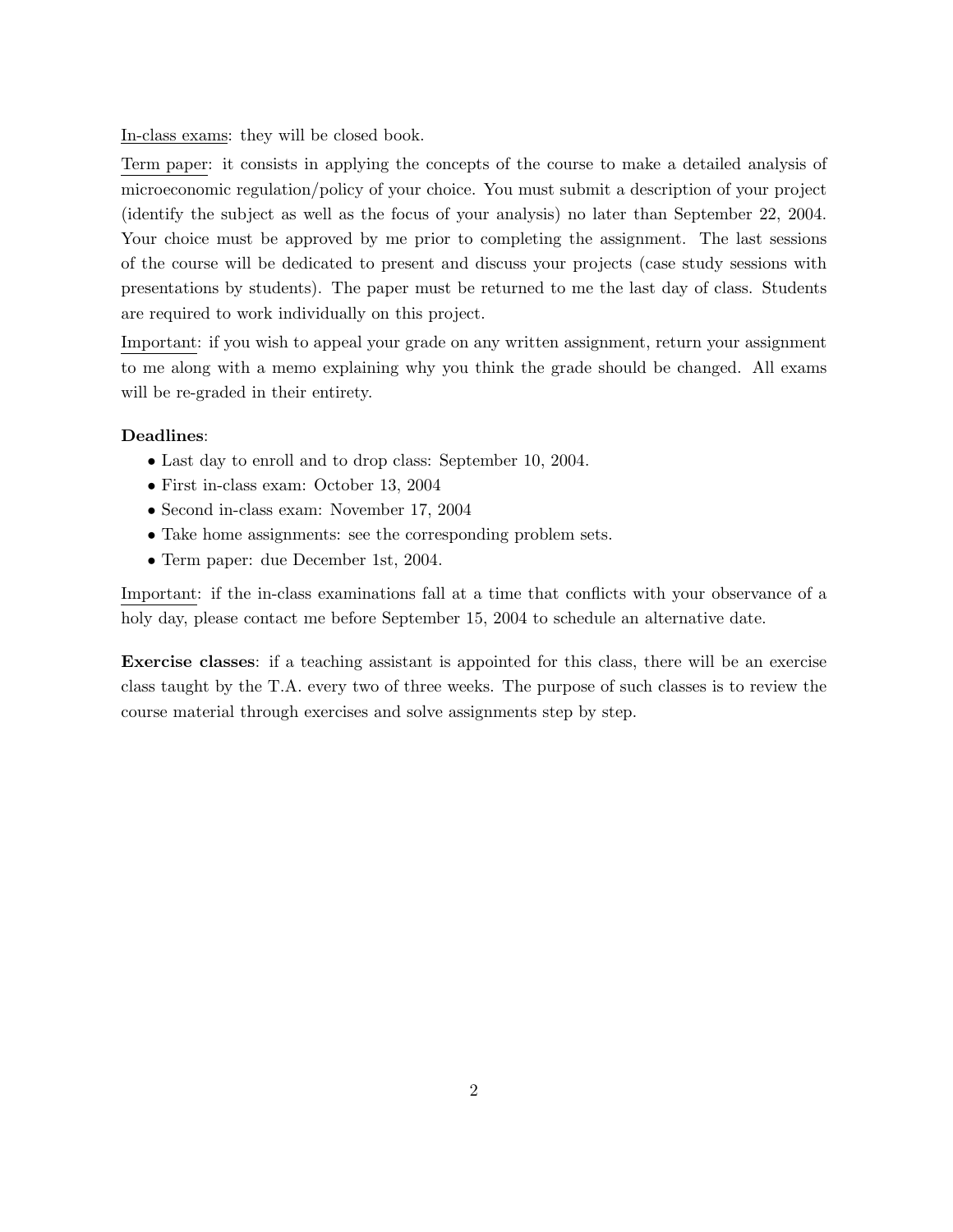In-class exams: they will be closed book.

Term paper: it consists in applying the concepts of the course to make a detailed analysis of microeconomic regulation/policy of your choice. You must submit a description of your project (identify the subject as well as the focus of your analysis) no later than September 22, 2004. Your choice must be approved by me prior to completing the assignment. The last sessions of the course will be dedicated to present and discuss your projects (case study sessions with presentations by students). The paper must be returned to me the last day of class. Students are required to work individually on this project.

Important: if you wish to appeal your grade on any written assignment, return your assignment to me along with a memo explaining why you think the grade should be changed. All exams will be re-graded in their entirety.

**Deadlines**:

- Last day to enroll and to drop class: September 10, 2004.
- First in-class exam: October 13, 2004
- Second in-class exam: November 17, 2004
- Take home assignments: see the corresponding problem sets.
- Term paper: due December 1st, 2004.

Important: if the in-class examinations fall at a time that conflicts with your observance of a holy day, please contact me before September 15, 2004 to schedule an alternative date.

**Exercise classes**: if a teaching assistant is appointed for this class, there will be an exercise class taught by the T.A. every two of three weeks. The purpose of such classes is to review the course material through exercises and solve assignments step by step.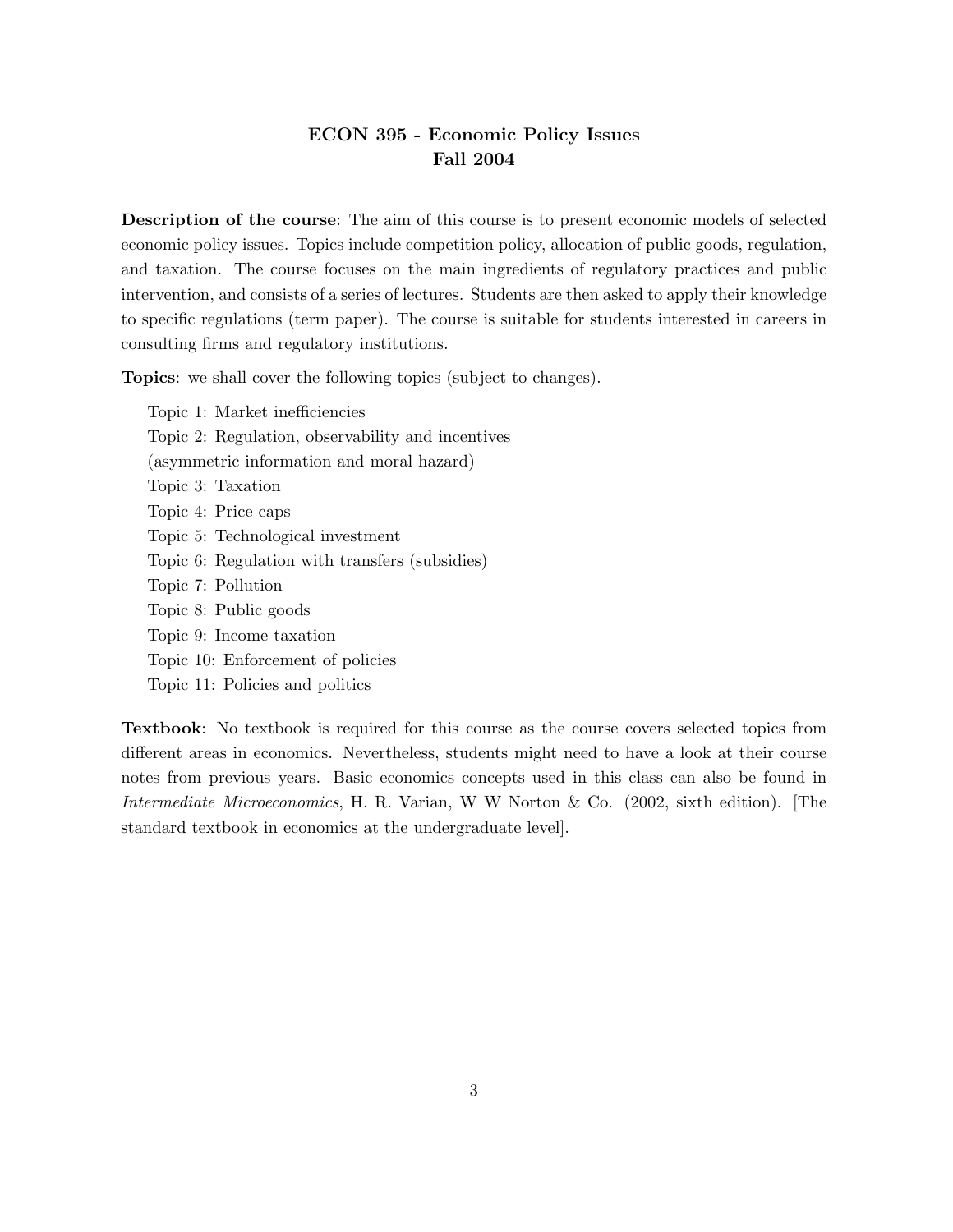## ECON 395 - Economic Policy Issues
## Fall 2004

**Description of the course**: The aim of this course is to present <u>economic models</u> of selected economic policy issues. Topics include competition policy, allocation of public goods, regulation, and taxation. The course focuses on the main ingredients of regulatory practices and public intervention, and consists of a series of lectures. Students are then asked to apply their knowledge to specific regulations (term paper). The course is suitable for students interested in careers in consulting firms and regulatory institutions.

**Topics**: we shall cover the following topics (subject to changes).

Topic 1: Market inefficiencies
Topic 2: Regulation, observability and incentives
(asymmetric information and moral hazard)
Topic 3: Taxation
Topic 4: Price caps
Topic 5: Technological investment
Topic 6: Regulation with transfers (subsidies)
Topic 7: Pollution
Topic 8: Public goods
Topic 9: Income taxation
Topic 10: Enforcement of policies
Topic 11: Policies and politics

**Textbook**: No textbook is required for this course as the course covers selected topics from different areas in economics. Nevertheless, students might need to have a look at their course notes from previous years. Basic economics concepts used in this class can also be found in *Intermediate Microeconomics*, H. R. Varian, W W Norton & Co. (2002, sixth edition). [The standard textbook in economics at the undergraduate level].